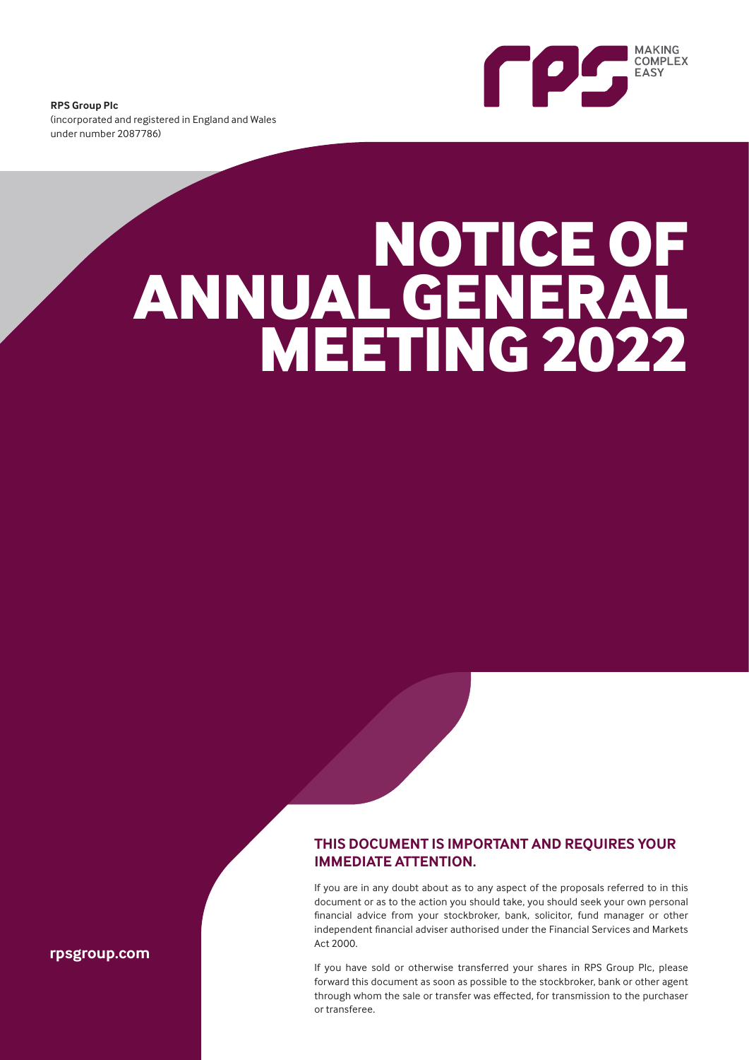**RPS Group Plc**
(incorporated and registered in England and Wales under number 2087786)

MAKING COMPLEX EASY

# NOTICE OF ANNUAL GENERAL MEETING 2022

## THIS DOCUMENT IS IMPORTANT AND REQUIRES YOUR IMMEDIATE ATTENTION.

If you are in any doubt about as to any aspect of the proposals referred to in this document or as to the action you should take, you should seek your own personal financial advice from your stockbroker, bank, solicitor, fund manager or other independent financial adviser authorised under the Financial Services and Markets Act 2000.

If you have sold or otherwise transferred your shares in RPS Group Plc, please forward this document as soon as possible to the stockbroker, bank or other agent through whom the sale or transfer was effected, for transmission to the purchaser or transferee.

**rpsgroup.com**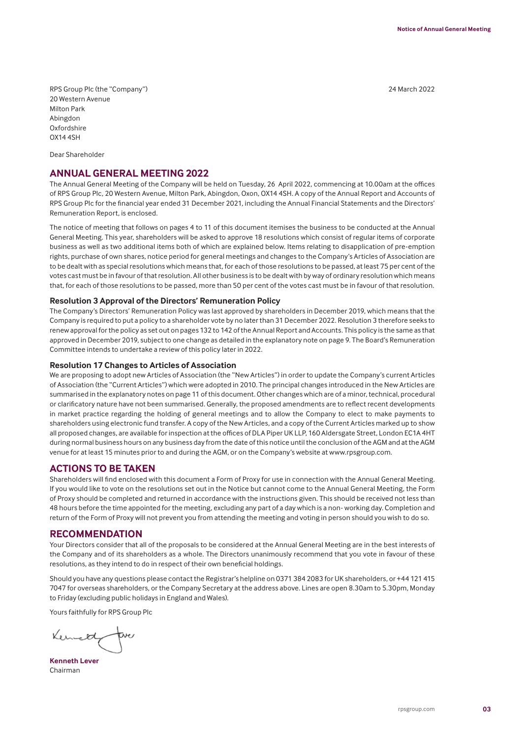RPS Group Plc (the "Company")
20 Western Avenue
Milton Park
Abingdon
Oxfordshire
OX14 4SH

24 March 2022

Dear Shareholder

## ANNUAL GENERAL MEETING 2022

The Annual General Meeting of the Company will be held on Tuesday, 26 April 2022, commencing at 10.00am at the offices of RPS Group Plc, 20 Western Avenue, Milton Park, Abingdon, Oxon, OX14 4SH. A copy of the Annual Report and Accounts of RPS Group Plc for the financial year ended 31 December 2021, including the Annual Financial Statements and the Directors' Remuneration Report, is enclosed.

The notice of meeting that follows on pages 4 to 11 of this document itemises the business to be conducted at the Annual General Meeting. This year, shareholders will be asked to approve 18 resolutions which consist of regular items of corporate business as well as two additional items both of which are explained below. Items relating to disapplication of pre-emption rights, purchase of own shares, notice period for general meetings and changes to the Company's Articles of Association are to be dealt with as special resolutions which means that, for each of those resolutions to be passed, at least 75 per cent of the votes cast must be in favour of that resolution. All other business is to be dealt with by way of ordinary resolution which means that, for each of those resolutions to be passed, more than 50 per cent of the votes cast must be in favour of that resolution.

### Resolution 3 Approval of the Directors' Remuneration Policy

The Company's Directors' Remuneration Policy was last approved by shareholders in December 2019, which means that the Company is required to put a policy to a shareholder vote by no later than 31 December 2022. Resolution 3 therefore seeks to renew approval for the policy as set out on pages 132 to 142 of the Annual Report and Accounts. This policy is the same as that approved in December 2019, subject to one change as detailed in the explanatory note on page 9. The Board's Remuneration Committee intends to undertake a review of this policy later in 2022.

### Resolution 17 Changes to Articles of Association

We are proposing to adopt new Articles of Association (the "New Articles") in order to update the Company's current Articles of Association (the "Current Articles") which were adopted in 2010. The principal changes introduced in the New Articles are summarised in the explanatory notes on page 11 of this document. Other changes which are of a minor, technical, procedural or clarificatory nature have not been summarised. Generally, the proposed amendments are to reflect recent developments in market practice regarding the holding of general meetings and to allow the Company to elect to make payments to shareholders using electronic fund transfer. A copy of the New Articles, and a copy of the Current Articles marked up to show all proposed changes, are available for inspection at the offices of DLA Piper UK LLP, 160 Aldersgate Street, London EC1A 4HT during normal business hours on any business day from the date of this notice until the conclusion of the AGM and at the AGM venue for at least 15 minutes prior to and during the AGM, or on the Company's website at www.rpsgroup.com.

## ACTIONS TO BE TAKEN

Shareholders will find enclosed with this document a Form of Proxy for use in connection with the Annual General Meeting. If you would like to vote on the resolutions set out in the Notice but cannot come to the Annual General Meeting, the Form of Proxy should be completed and returned in accordance with the instructions given. This should be received not less than 48 hours before the time appointed for the meeting, excluding any part of a day which is a non- working day. Completion and return of the Form of Proxy will not prevent you from attending the meeting and voting in person should you wish to do so.

## RECOMMENDATION

Your Directors consider that all of the proposals to be considered at the Annual General Meeting are in the best interests of the Company and of its shareholders as a whole. The Directors unanimously recommend that you vote in favour of these resolutions, as they intend to do in respect of their own beneficial holdings.

Should you have any questions please contact the Registrar's helpline on 0371 384 2083 for UK shareholders, or +44 121 415 7047 for overseas shareholders, or the Company Secretary at the address above. Lines are open 8.30am to 5.30pm, Monday to Friday (excluding public holidays in England and Wales).

Yours faithfully for RPS Group Plc

**Kenneth Lever**
Chairman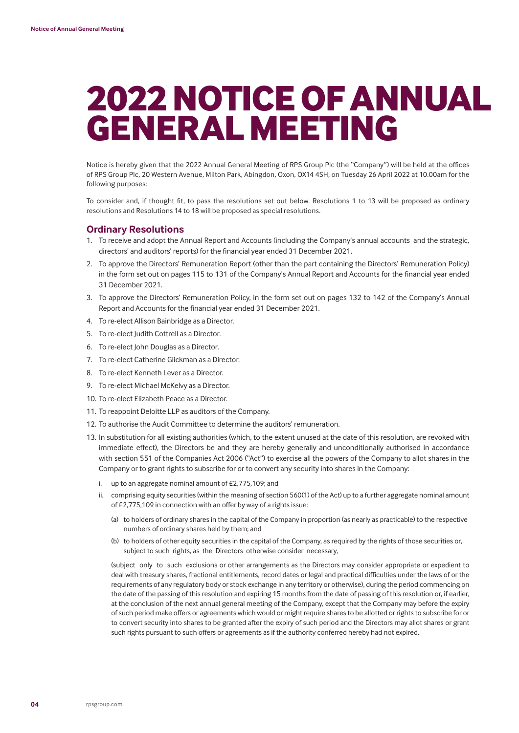# 2022 NOTICE OF ANNUAL GENERAL MEETING

Notice is hereby given that the 2022 Annual General Meeting of RPS Group Plc (the "Company") will be held at the offices of RPS Group Plc, 20 Western Avenue, Milton Park, Abingdon, Oxon, OX14 4SH, on Tuesday 26 April 2022 at 10.00am for the following purposes:

To consider and, if thought fit, to pass the resolutions set out below. Resolutions 1 to 13 will be proposed as ordinary resolutions and Resolutions 14 to 18 will be proposed as special resolutions.

## Ordinary Resolutions

1. To receive and adopt the Annual Report and Accounts (including the Company's annual accounts and the strategic, directors' and auditors' reports) for the financial year ended 31 December 2021.
2. To approve the Directors' Remuneration Report (other than the part containing the Directors' Remuneration Policy) in the form set out on pages 115 to 131 of the Company's Annual Report and Accounts for the financial year ended 31 December 2021.
3. To approve the Directors' Remuneration Policy, in the form set out on pages 132 to 142 of the Company's Annual Report and Accounts for the financial year ended 31 December 2021.
4. To re-elect Allison Bainbridge as a Director.
5. To re-elect Judith Cottrell as a Director.
6. To re-elect John Douglas as a Director.
7. To re-elect Catherine Glickman as a Director.
8. To re-elect Kenneth Lever as a Director.
9. To re-elect Michael McKelvy as a Director.
10. To re-elect Elizabeth Peace as a Director.
11. To reappoint Deloitte LLP as auditors of the Company.
12. To authorise the Audit Committee to determine the auditors' remuneration.
13. In substitution for all existing authorities (which, to the extent unused at the date of this resolution, are revoked with immediate effect), the Directors be and they are hereby generally and unconditionally authorised in accordance with section 551 of the Companies Act 2006 ("Act") to exercise all the powers of the Company to allot shares in the Company or to grant rights to subscribe for or to convert any security into shares in the Company:

    i. up to an aggregate nominal amount of £2,775,109; and

    ii. comprising equity securities (within the meaning of section 560(1) of the Act) up to a further aggregate nominal amount of £2,775,109 in connection with an offer by way of a rights issue:

       (a) to holders of ordinary shares in the capital of the Company in proportion (as nearly as practicable) to the respective numbers of ordinary shares held by them; and

       (b) to holders of other equity securities in the capital of the Company, as required by the rights of those securities or, subject to such rights, as the Directors otherwise consider necessary,

    (subject only to such exclusions or other arrangements as the Directors may consider appropriate or expedient to deal with treasury shares, fractional entitlements, record dates or legal and practical difficulties under the laws of or the requirements of any regulatory body or stock exchange in any territory or otherwise), during the period commencing on the date of the passing of this resolution and expiring 15 months from the date of passing of this resolution or, if earlier, at the conclusion of the next annual general meeting of the Company, except that the Company may before the expiry of such period make offers or agreements which would or might require shares to be allotted or rights to subscribe for or to convert security into shares to be granted after the expiry of such period and the Directors may allot shares or grant such rights pursuant to such offers or agreements as if the authority conferred hereby had not expired.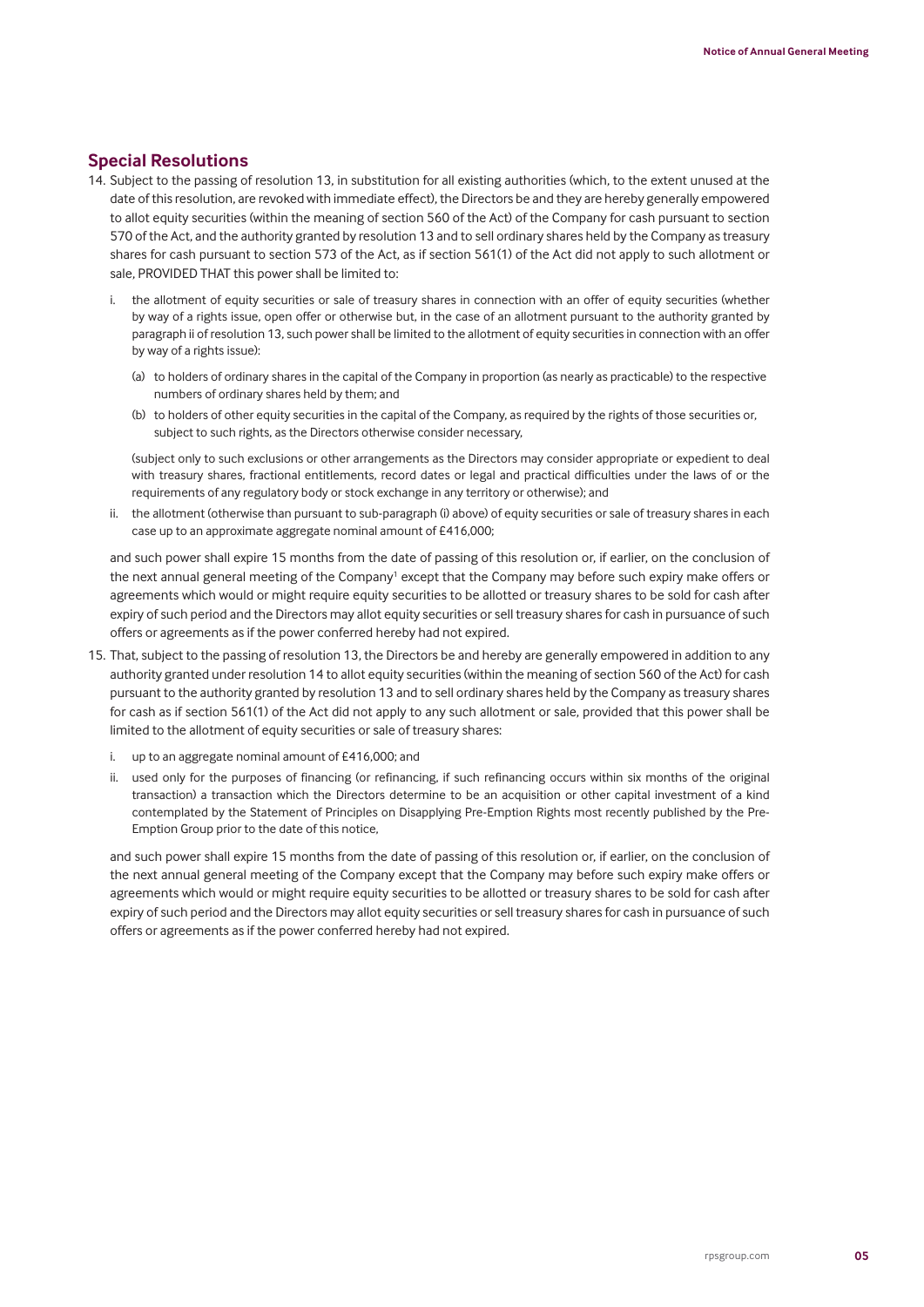## Special Resolutions

14. Subject to the passing of resolution 13, in substitution for all existing authorities (which, to the extent unused at the date of this resolution, are revoked with immediate effect), the Directors be and they are hereby generally empowered to allot equity securities (within the meaning of section 560 of the Act) of the Company for cash pursuant to section 570 of the Act, and the authority granted by resolution 13 and to sell ordinary shares held by the Company as treasury shares for cash pursuant to section 573 of the Act, as if section 561(1) of the Act did not apply to such allotment or sale, PROVIDED THAT this power shall be limited to:

    i. the allotment of equity securities or sale of treasury shares in connection with an offer of equity securities (whether by way of a rights issue, open offer or otherwise but, in the case of an allotment pursuant to the authority granted by paragraph ii of resolution 13, such power shall be limited to the allotment of equity securities in connection with an offer by way of a rights issue):

        (a) to holders of ordinary shares in the capital of the Company in proportion (as nearly as practicable) to the respective numbers of ordinary shares held by them; and

        (b) to holders of other equity securities in the capital of the Company, as required by the rights of those securities or, subject to such rights, as the Directors otherwise consider necessary,

        (subject only to such exclusions or other arrangements as the Directors may consider appropriate or expedient to deal with treasury shares, fractional entitlements, record dates or legal and practical difficulties under the laws of or the requirements of any regulatory body or stock exchange in any territory or otherwise); and

    ii. the allotment (otherwise than pursuant to sub-paragraph (i) above) of equity securities or sale of treasury shares in each case up to an approximate aggregate nominal amount of £416,000;

    and such power shall expire 15 months from the date of passing of this resolution or, if earlier, on the conclusion of the next annual general meeting of the Company[1] except that the Company may before such expiry make offers or agreements which would or might require equity securities to be allotted or treasury shares to be sold for cash after expiry of such period and the Directors may allot equity securities or sell treasury shares for cash in pursuance of such offers or agreements as if the power conferred hereby had not expired.

15. That, subject to the passing of resolution 13, the Directors be and hereby are generally empowered in addition to any authority granted under resolution 14 to allot equity securities (within the meaning of section 560 of the Act) for cash pursuant to the authority granted by resolution 13 and to sell ordinary shares held by the Company as treasury shares for cash as if section 561(1) of the Act did not apply to any such allotment or sale, provided that this power shall be limited to the allotment of equity securities or sale of treasury shares:

    i. up to an aggregate nominal amount of £416,000; and

    ii. used only for the purposes of financing (or refinancing, if such refinancing occurs within six months of the original transaction) a transaction which the Directors determine to be an acquisition or other capital investment of a kind contemplated by the Statement of Principles on Disapplying Pre-Emption Rights most recently published by the Pre-Emption Group prior to the date of this notice,

    and such power shall expire 15 months from the date of passing of this resolution or, if earlier, on the conclusion of the next annual general meeting of the Company except that the Company may before such expiry make offers or agreements which would or might require equity securities to be allotted or treasury shares to be sold for cash after expiry of such period and the Directors may allot equity securities or sell treasury shares for cash in pursuance of such offers or agreements as if the power conferred hereby had not expired.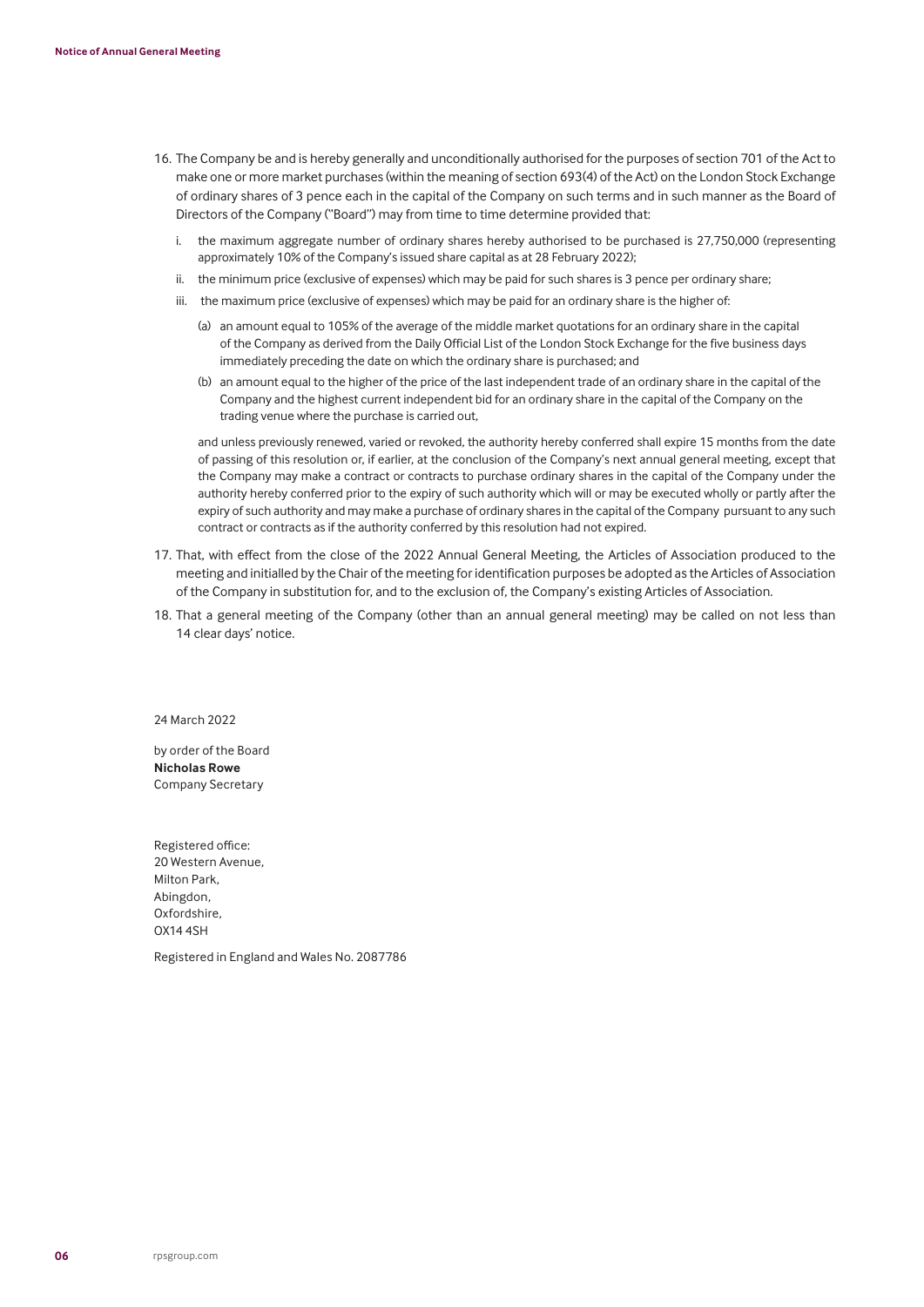16. The Company be and is hereby generally and unconditionally authorised for the purposes of section 701 of the Act to make one or more market purchases (within the meaning of section 693(4) of the Act) on the London Stock Exchange of ordinary shares of 3 pence each in the capital of the Company on such terms and in such manner as the Board of Directors of the Company ("Board") may from time to time determine provided that:

    i. the maximum aggregate number of ordinary shares hereby authorised to be purchased is 27,750,000 (representing approximately 10% of the Company's issued share capital as at 28 February 2022);

    ii. the minimum price (exclusive of expenses) which may be paid for such shares is 3 pence per ordinary share;

    iii. the maximum price (exclusive of expenses) which may be paid for an ordinary share is the higher of:

        (a) an amount equal to 105% of the average of the middle market quotations for an ordinary share in the capital of the Company as derived from the Daily Official List of the London Stock Exchange for the five business days immediately preceding the date on which the ordinary share is purchased; and

        (b) an amount equal to the higher of the price of the last independent trade of an ordinary share in the capital of the Company and the highest current independent bid for an ordinary share in the capital of the Company on the trading venue where the purchase is carried out,

    and unless previously renewed, varied or revoked, the authority hereby conferred shall expire 15 months from the date of passing of this resolution or, if earlier, at the conclusion of the Company's next annual general meeting, except that the Company may make a contract or contracts to purchase ordinary shares in the capital of the Company under the authority hereby conferred prior to the expiry of such authority which will or may be executed wholly or partly after the expiry of such authority and may make a purchase of ordinary shares in the capital of the Company pursuant to any such contract or contracts as if the authority conferred by this resolution had not expired.

17. That, with effect from the close of the 2022 Annual General Meeting, the Articles of Association produced to the meeting and initialled by the Chair of the meeting for identification purposes be adopted as the Articles of Association of the Company in substitution for, and to the exclusion of, the Company's existing Articles of Association.

18. That a general meeting of the Company (other than an annual general meeting) may be called on not less than 14 clear days' notice.

24 March 2022

by order of the Board
**Nicholas Rowe**
Company Secretary

Registered office:
20 Western Avenue,
Milton Park,
Abingdon,
Oxfordshire,
OX14 4SH

Registered in England and Wales No. 2087786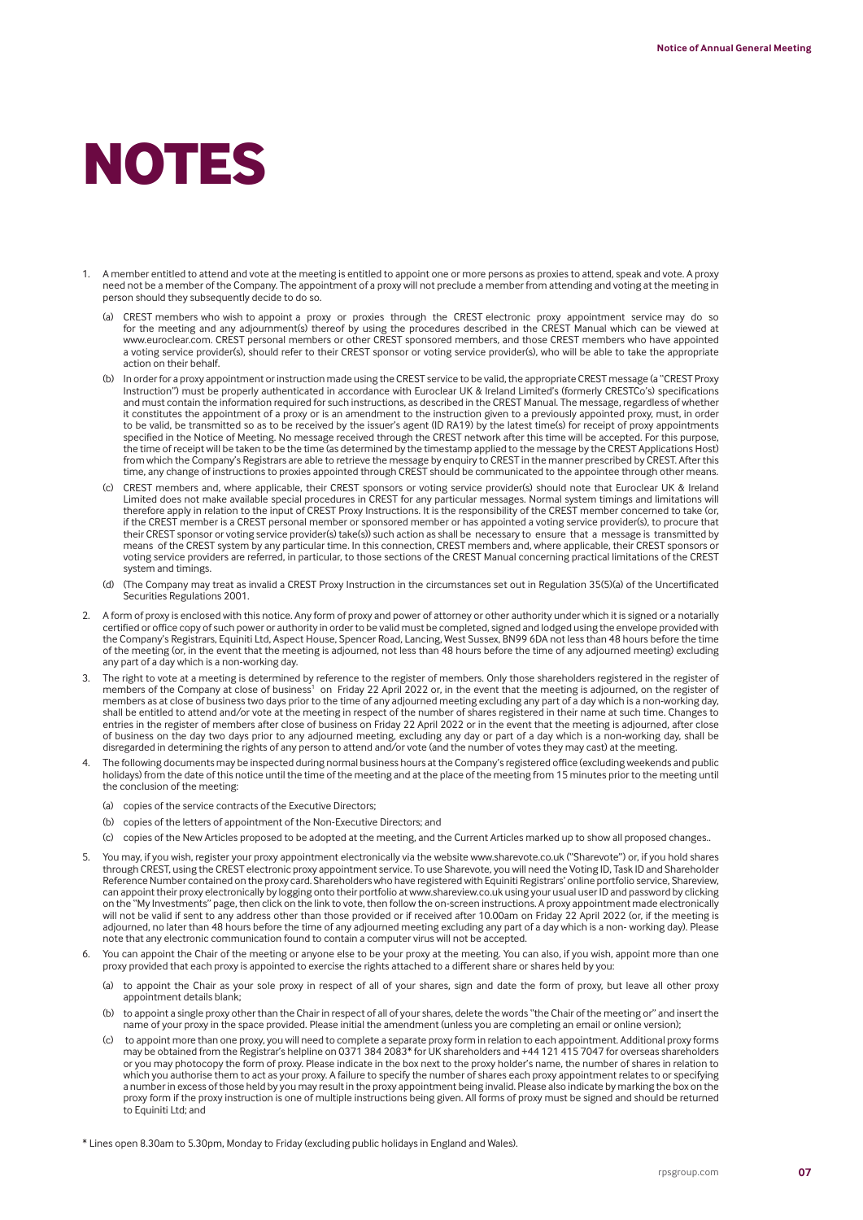# NOTES

1. A member entitled to attend and vote at the meeting is entitled to appoint one or more persons as proxies to attend, speak and vote. A proxy need not be a member of the Company. The appointment of a proxy will not preclude a member from attending and voting at the meeting in person should they subsequently decide to do so.

   (a) CREST members who wish to appoint a proxy or proxies through the CREST electronic proxy appointment service may do so for the meeting and any adjournment(s) thereof by using the procedures described in the CREST Manual which can be viewed at www.euroclear.com. CREST personal members or other CREST sponsored members, and those CREST members who have appointed a voting service provider(s), should refer to their CREST sponsor or voting service provider(s), who will be able to take the appropriate action on their behalf.

   (b) In order for a proxy appointment or instruction made using the CREST service to be valid, the appropriate CREST message (a "CREST Proxy Instruction") must be properly authenticated in accordance with Euroclear UK & Ireland Limited's (formerly CRESTCo's) specifications and must contain the information required for such instructions, as described in the CREST Manual. The message, regardless of whether it constitutes the appointment of a proxy or is an amendment to the instruction given to a previously appointed proxy, must, in order to be valid, be transmitted so as to be received by the issuer's agent (ID RA19) by the latest time(s) for receipt of proxy appointments specified in the Notice of Meeting. No message received through the CREST network after this time will be accepted. For this purpose, the time of receipt will be taken to be the time (as determined by the timestamp applied to the message by the CREST Applications Host) from which the Company's Registrars are able to retrieve the message by enquiry to CREST in the manner prescribed by CREST. After this time, any change of instructions to proxies appointed through CREST should be communicated to the appointee through other means.

   (c) CREST members and, where applicable, their CREST sponsors or voting service provider(s) should note that Euroclear UK & Ireland Limited does not make available special procedures in CREST for any particular messages. Normal system timings and limitations will therefore apply in relation to the input of CREST Proxy Instructions. It is the responsibility of the CREST member concerned to take (or, if the CREST member is a CREST personal member or sponsored member or has appointed a voting service provider(s), to procure that their CREST sponsor or voting service provider(s) take(s)) such action as shall be necessary to ensure that a message is transmitted by means of the CREST system by any particular time. In this connection, CREST members and, where applicable, their CREST sponsors or voting service providers are referred, in particular, to those sections of the CREST Manual concerning practical limitations of the CREST system and timings.

   (d) (The Company may treat as invalid a CREST Proxy Instruction in the circumstances set out in Regulation 35(5)(a) of the Uncertificated Securities Regulations 2001.

2. A form of proxy is enclosed with this notice. Any form of proxy and power of attorney or other authority under which it is signed or a notarially certified or office copy of such power or authority in order to be valid must be completed, signed and lodged using the envelope provided with the Company's Registrars, Equiniti Ltd, Aspect House, Spencer Road, Lancing, West Sussex, BN99 6DA not less than 48 hours before the time of the meeting (or, in the event that the meeting is adjourned, not less than 48 hours before the time of any adjourned meeting) excluding any part of a day which is a non-working day.

3. The right to vote at a meeting is determined by reference to the register of members. Only those shareholders registered in the register of members of the Company at close of business[1] on Friday 22 April 2022 or, in the event that the meeting is adjourned, on the register of members as at close of business two days prior to the time of any adjourned meeting excluding any part of a day which is a non-working day, shall be entitled to attend and/or vote at the meeting in respect of the number of shares registered in their name at such time. Changes to entries in the register of members after close of business on Friday 22 April 2022 or in the event that the meeting is adjourned, after close of business on the day two days prior to any adjourned meeting, excluding any day or part of a day which is a non-working day, shall be disregarded in determining the rights of any person to attend and/or vote (and the number of votes they may cast) at the meeting.

4. The following documents may be inspected during normal business hours at the Company's registered office (excluding weekends and public holidays) from the date of this notice until the time of the meeting and at the place of the meeting from 15 minutes prior to the meeting until the conclusion of the meeting:

   (a) copies of the service contracts of the Executive Directors;

   (b) copies of the letters of appointment of the Non-Executive Directors; and

   (c) copies of the New Articles proposed to be adopted at the meeting, and the Current Articles marked up to show all proposed changes..

5. You may, if you wish, register your proxy appointment electronically via the website www.sharevote.co.uk ("Sharevote") or, if you hold shares through CREST, using the CREST electronic proxy appointment service. To use Sharevote, you will need the Voting ID, Task ID and Shareholder Reference Number contained on the proxy card. Shareholders who have registered with Equiniti Registrars' online portfolio service, Shareview, can appoint their proxy electronically by logging onto their portfolio at www.shareview.co.uk using your usual user ID and password by clicking on the "My Investments" page, then click on the link to vote, then follow the on-screen instructions. A proxy appointment made electronically will not be valid if sent to any address other than those provided or if received after 10.00am on Friday 22 April 2022 (or, if the meeting is adjourned, no later than 48 hours before the time of any adjourned meeting excluding any part of a day which is a non- working day). Please note that any electronic communication found to contain a computer virus will not be accepted.

6. You can appoint the Chair of the meeting or anyone else to be your proxy at the meeting. You can also, if you wish, appoint more than one proxy provided that each proxy is appointed to exercise the rights attached to a different share or shares held by you:

   (a) to appoint the Chair as your sole proxy in respect of all of your shares, sign and date the form of proxy, but leave all other proxy appointment details blank;

   (b) to appoint a single proxy other than the Chair in respect of all of your shares, delete the words "the Chair of the meeting or" and insert the name of your proxy in the space provided. Please initial the amendment (unless you are completing an email or online version);

   (c) to appoint more than one proxy, you will need to complete a separate proxy form in relation to each appointment. Additional proxy forms may be obtained from the Registrar's helpline on 0371 384 2083* for UK shareholders and +44 121 415 7047 for overseas shareholders or you may photocopy the form of proxy. Please indicate in the box next to the proxy holder's name, the number of shares in relation to which you authorise them to act as your proxy. A failure to specify the number of shares each proxy appointment relates to or specifying a number in excess of those held by you may result in the proxy appointment being invalid. Please also indicate by marking the box on the proxy form if the proxy instruction is one of multiple instructions being given. All forms of proxy must be signed and should be returned to Equiniti Ltd; and

\* Lines open 8.30am to 5.30pm, Monday to Friday (excluding public holidays in England and Wales).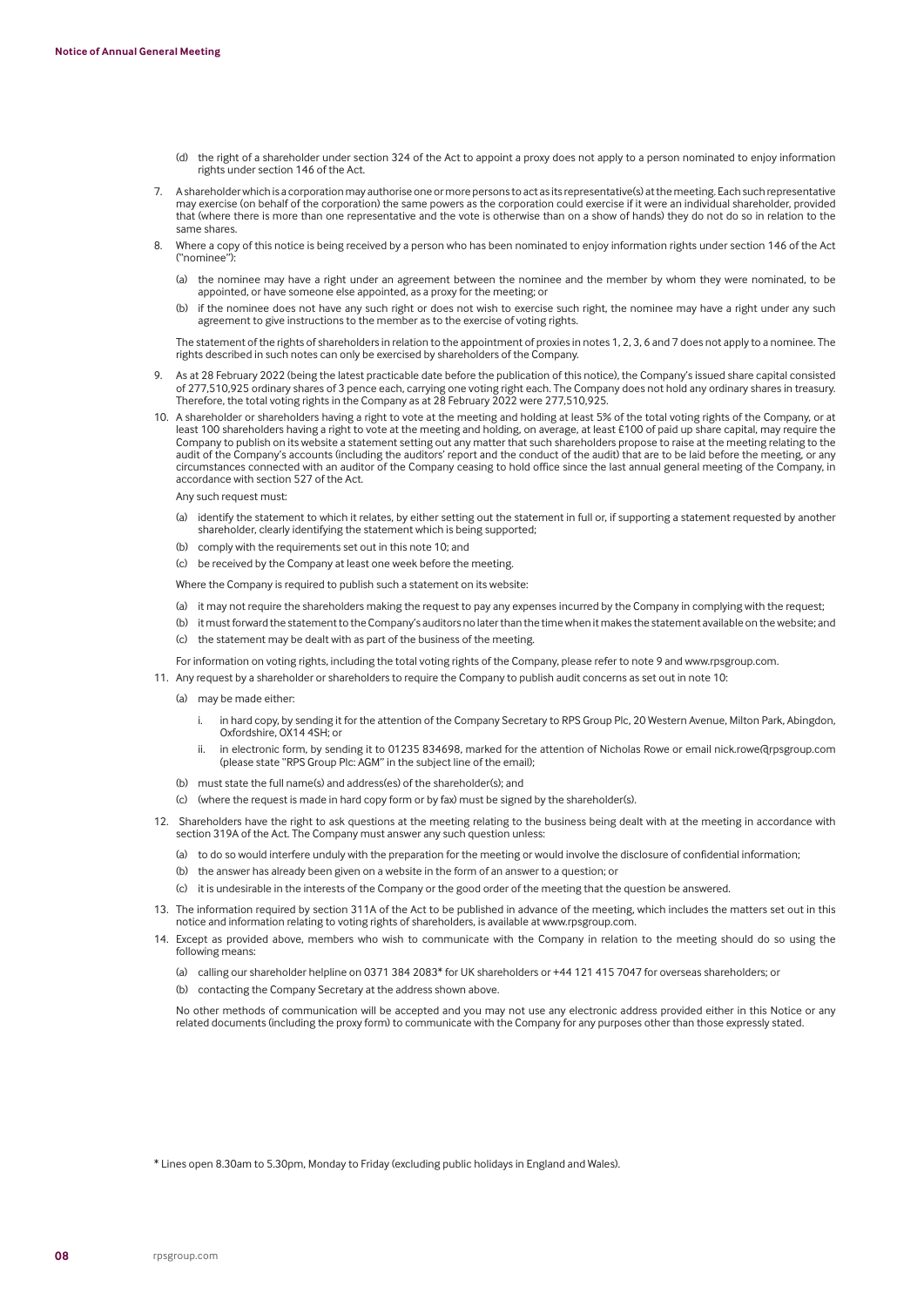(d) the right of a shareholder under section 324 of the Act to appoint a proxy does not apply to a person nominated to enjoy information rights under section 146 of the Act.

7. A shareholder which is a corporation may authorise one or more persons to act as its representative(s) at the meeting. Each such representative may exercise (on behalf of the corporation) the same powers as the corporation could exercise if it were an individual shareholder, provided that (where there is more than one representative and the vote is otherwise than on a show of hands) they do not do so in relation to the same shares.

8. Where a copy of this notice is being received by a person who has been nominated to enjoy information rights under section 146 of the Act ("nominee"):

   (a) the nominee may have a right under an agreement between the nominee and the member by whom they were nominated, to be appointed, or have someone else appointed, as a proxy for the meeting; or

   (b) if the nominee does not have any such right or does not wish to exercise such right, the nominee may have a right under any such agreement to give instructions to the member as to the exercise of voting rights.

   The statement of the rights of shareholders in relation to the appointment of proxies in notes 1, 2, 3, 6 and 7 does not apply to a nominee. The rights described in such notes can only be exercised by shareholders of the Company.

9. As at 28 February 2022 (being the latest practicable date before the publication of this notice), the Company's issued share capital consisted of 277,510,925 ordinary shares of 3 pence each, carrying one voting right each. The Company does not hold any ordinary shares in treasury. Therefore, the total voting rights in the Company as at 28 February 2022 were 277,510,925.

10. A shareholder or shareholders having a right to vote at the meeting and holding at least 5% of the total voting rights of the Company, or at least 100 shareholders having a right to vote at the meeting and holding, on average, at least £100 of paid up share capital, may require the Company to publish on its website a statement setting out any matter that such shareholders propose to raise at the meeting relating to the audit of the Company's accounts (including the auditors' report and the conduct of the audit) that are to be laid before the meeting, or any circumstances connected with an auditor of the Company ceasing to hold office since the last annual general meeting of the Company, in accordance with section 527 of the Act.

    Any such request must:

    (a) identify the statement to which it relates, by either setting out the statement in full or, if supporting a statement requested by another shareholder, clearly identifying the statement which is being supported;

    (b) comply with the requirements set out in this note 10; and

    (c) be received by the Company at least one week before the meeting.

    Where the Company is required to publish such a statement on its website:

    (a) it may not require the shareholders making the request to pay any expenses incurred by the Company in complying with the request;

    (b) it must forward the statement to the Company's auditors no later than the time when it makes the statement available on the website; and

    (c) the statement may be dealt with as part of the business of the meeting.

    For information on voting rights, including the total voting rights of the Company, please refer to note 9 and www.rpsgroup.com.

11. Any request by a shareholder or shareholders to require the Company to publish audit concerns as set out in note 10:

    (a) may be made either:

       i. in hard copy, by sending it for the attention of the Company Secretary to RPS Group Plc, 20 Western Avenue, Milton Park, Abingdon, Oxfordshire, OX14 4SH; or

       ii. in electronic form, by sending it to 01235 834698, marked for the attention of Nicholas Rowe or email nick.rowe@rpsgroup.com (please state "RPS Group Plc: AGM" in the subject line of the email);

    (b) must state the full name(s) and address(es) of the shareholder(s); and

    (c) (where the request is made in hard copy form or by fax) must be signed by the shareholder(s).

12. Shareholders have the right to ask questions at the meeting relating to the business being dealt with at the meeting in accordance with section 319A of the Act. The Company must answer any such question unless:

    (a) to do so would interfere unduly with the preparation for the meeting or would involve the disclosure of confidential information;

    (b) the answer has already been given on a website in the form of an answer to a question; or

    (c) it is undesirable in the interests of the Company or the good order of the meeting that the question be answered.

13. The information required by section 311A of the Act to be published in advance of the meeting, which includes the matters set out in this notice and information relating to voting rights of shareholders, is available at www.rpsgroup.com.

14. Except as provided above, members who wish to communicate with the Company in relation to the meeting should do so using the following means:

    (a) calling our shareholder helpline on 0371 384 2083* for UK shareholders or +44 121 415 7047 for overseas shareholders; or

    (b) contacting the Company Secretary at the address shown above.

    No other methods of communication will be accepted and you may not use any electronic address provided either in this Notice or any related documents (including the proxy form) to communicate with the Company for any purposes other than those expressly stated.

* Lines open 8.30am to 5.30pm, Monday to Friday (excluding public holidays in England and Wales).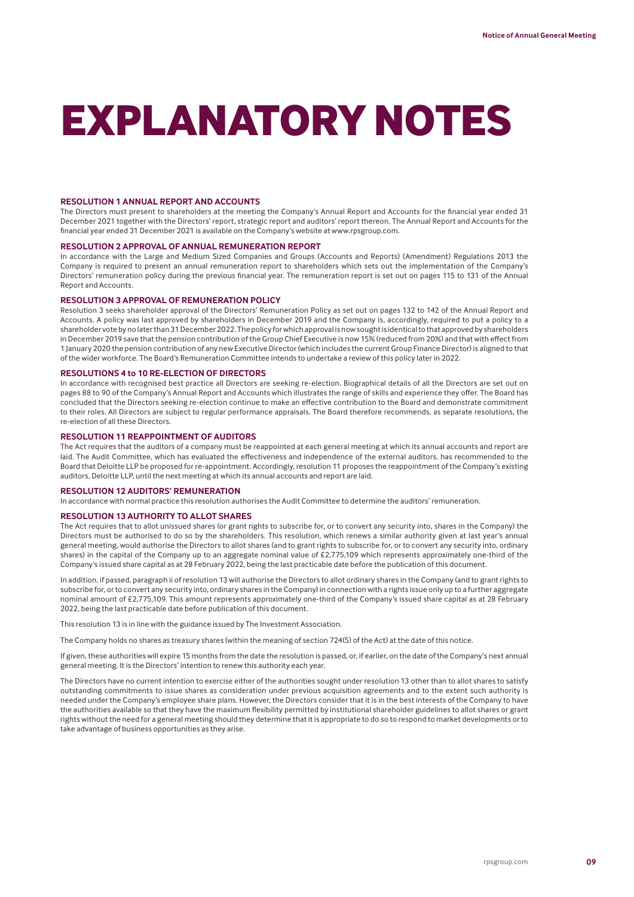# EXPLANATORY NOTES

### RESOLUTION 1 ANNUAL REPORT AND ACCOUNTS

The Directors must present to shareholders at the meeting the Company's Annual Report and Accounts for the financial year ended 31 December 2021 together with the Directors' report, strategic report and auditors' report thereon. The Annual Report and Accounts for the financial year ended 31 December 2021 is available on the Company's website at www.rpsgroup.com.

### RESOLUTION 2 APPROVAL OF ANNUAL REMUNERATION REPORT

In accordance with the Large and Medium Sized Companies and Groups (Accounts and Reports) (Amendment) Regulations 2013 the Company is required to present an annual remuneration report to shareholders which sets out the implementation of the Company's Directors' remuneration policy during the previous financial year. The remuneration report is set out on pages 115 to 131 of the Annual Report and Accounts.

### RESOLUTION 3 APPROVAL OF REMUNERATION POLICY

Resolution 3 seeks shareholder approval of the Directors' Remuneration Policy as set out on pages 132 to 142 of the Annual Report and Accounts. A policy was last approved by shareholders in December 2019 and the Company is, accordingly, required to put a policy to a shareholder vote by no later than 31 December 2022. The policy for which approval is now sought is identical to that approved by shareholders in December 2019 save that the pension contribution of the Group Chief Executive is now 15% (reduced from 20%) and that with effect from 1 January 2020 the pension contribution of any new Executive Director (which includes the current Group Finance Director) is aligned to that of the wider workforce. The Board's Remuneration Committee intends to undertake a review of this policy later in 2022.

### RESOLUTIONS 4 to 10 RE-ELECTION OF DIRECTORS

In accordance with recognised best practice all Directors are seeking re-election. Biographical details of all the Directors are set out on pages 88 to 90 of the Company's Annual Report and Accounts which illustrates the range of skills and experience they offer. The Board has concluded that the Directors seeking re-election continue to make an effective contribution to the Board and demonstrate commitment to their roles. All Directors are subject to regular performance appraisals. The Board therefore recommends, as separate resolutions, the re-election of all these Directors.

### RESOLUTION 11 REAPPOINTMENT OF AUDITORS

The Act requires that the auditors of a company must be reappointed at each general meeting at which its annual accounts and report are laid. The Audit Committee, which has evaluated the effectiveness and independence of the external auditors, has recommended to the Board that Deloitte LLP be proposed for re-appointment. Accordingly, resolution 11 proposes the reappointment of the Company's existing auditors, Deloitte LLP, until the next meeting at which its annual accounts and report are laid.

### RESOLUTION 12 AUDITORS' REMUNERATION

In accordance with normal practice this resolution authorises the Audit Committee to determine the auditors' remuneration.

### RESOLUTION 13 AUTHORITY TO ALLOT SHARES

The Act requires that to allot unissued shares (or grant rights to subscribe for, or to convert any security into, shares in the Company) the Directors must be authorised to do so by the shareholders. This resolution, which renews a similar authority given at last year's annual general meeting, would authorise the Directors to allot shares (and to grant rights to subscribe for, or to convert any security into, ordinary shares) in the capital of the Company up to an aggregate nominal value of £2,775,109 which represents approximately one-third of the Company's issued share capital as at 28 February 2022, being the last practicable date before the publication of this document.

In addition, if passed, paragraph ii of resolution 13 will authorise the Directors to allot ordinary shares in the Company (and to grant rights to subscribe for, or to convert any security into, ordinary shares in the Company) in connection with a rights issue only up to a further aggregate nominal amount of £2,775,109. This amount represents approximately one-third of the Company's issued share capital as at 28 February 2022, being the last practicable date before publication of this document.

This resolution 13 is in line with the guidance issued by The Investment Association.

The Company holds no shares as treasury shares (within the meaning of section 724(5) of the Act) at the date of this notice.

If given, these authorities will expire 15 months from the date the resolution is passed, or, if earlier, on the date of the Company's next annual general meeting. It is the Directors' intention to renew this authority each year.

The Directors have no current intention to exercise either of the authorities sought under resolution 13 other than to allot shares to satisfy outstanding commitments to issue shares as consideration under previous acquisition agreements and to the extent such authority is needed under the Company's employee share plans. However, the Directors consider that it is in the best interests of the Company to have the authorities available so that they have the maximum flexibility permitted by institutional shareholder guidelines to allot shares or grant rights without the need for a general meeting should they determine that it is appropriate to do so to respond to market developments or to take advantage of business opportunities as they arise.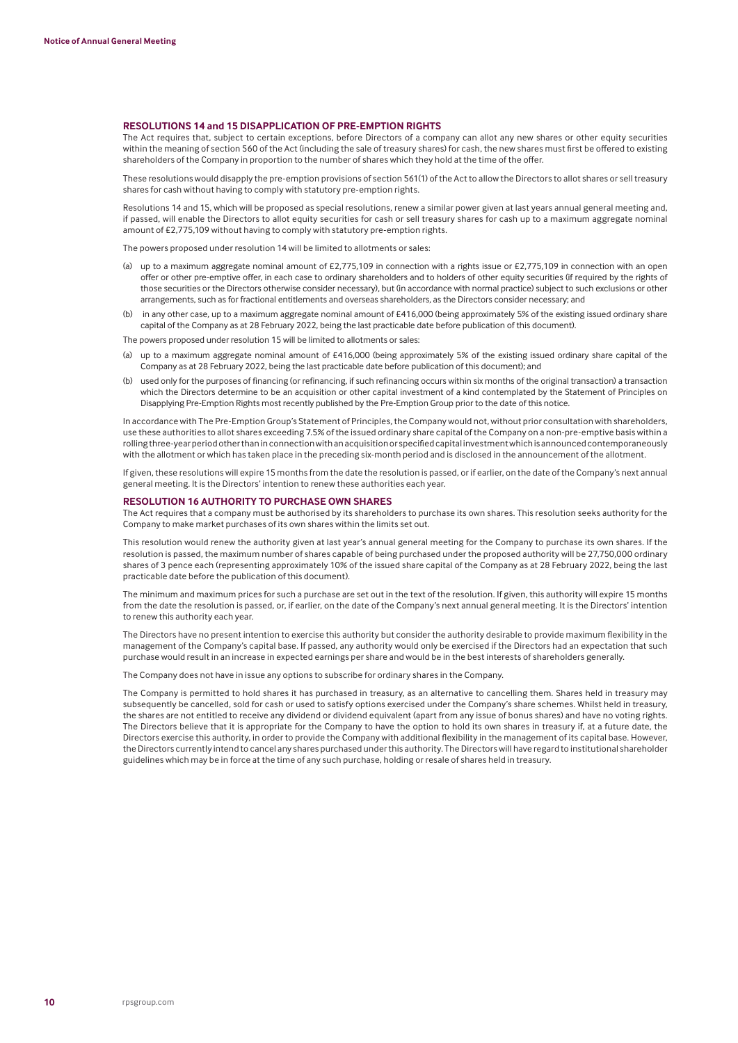## RESOLUTIONS 14 and 15 DISAPPLICATION OF PRE-EMPTION RIGHTS

The Act requires that, subject to certain exceptions, before Directors of a company can allot any new shares or other equity securities within the meaning of section 560 of the Act (including the sale of treasury shares) for cash, the new shares must first be offered to existing shareholders of the Company in proportion to the number of shares which they hold at the time of the offer.

These resolutions would disapply the pre-emption provisions of section 561(1) of the Act to allow the Directors to allot shares or sell treasury shares for cash without having to comply with statutory pre-emption rights.

Resolutions 14 and 15, which will be proposed as special resolutions, renew a similar power given at last years annual general meeting and, if passed, will enable the Directors to allot equity securities for cash or sell treasury shares for cash up to a maximum aggregate nominal amount of £2,775,109 without having to comply with statutory pre-emption rights.

The powers proposed under resolution 14 will be limited to allotments or sales:

(a) up to a maximum aggregate nominal amount of £2,775,109 in connection with a rights issue or £2,775,109 in connection with an open offer or other pre-emptive offer, in each case to ordinary shareholders and to holders of other equity securities (if required by the rights of those securities or the Directors otherwise consider necessary), but (in accordance with normal practice) subject to such exclusions or other arrangements, such as for fractional entitlements and overseas shareholders, as the Directors consider necessary; and

(b) in any other case, up to a maximum aggregate nominal amount of £416,000 (being approximately 5% of the existing issued ordinary share capital of the Company as at 28 February 2022, being the last practicable date before publication of this document).

The powers proposed under resolution 15 will be limited to allotments or sales:

(a) up to a maximum aggregate nominal amount of £416,000 (being approximately 5% of the existing issued ordinary share capital of the Company as at 28 February 2022, being the last practicable date before publication of this document); and

(b) used only for the purposes of financing (or refinancing, if such refinancing occurs within six months of the original transaction) a transaction which the Directors determine to be an acquisition or other capital investment of a kind contemplated by the Statement of Principles on Disapplying Pre-Emption Rights most recently published by the Pre-Emption Group prior to the date of this notice.

In accordance with The Pre-Emption Group's Statement of Principles, the Company would not, without prior consultation with shareholders, use these authorities to allot shares exceeding 7.5% of the issued ordinary share capital of the Company on a non-pre-emptive basis within a rolling three-year period other than in connection with an acquisition or specified capital investment which is announced contemporaneously with the allotment or which has taken place in the preceding six-month period and is disclosed in the announcement of the allotment.

If given, these resolutions will expire 15 months from the date the resolution is passed, or if earlier, on the date of the Company's next annual general meeting. It is the Directors' intention to renew these authorities each year.

## RESOLUTION 16 AUTHORITY TO PURCHASE OWN SHARES

The Act requires that a company must be authorised by its shareholders to purchase its own shares. This resolution seeks authority for the Company to make market purchases of its own shares within the limits set out.

This resolution would renew the authority given at last year's annual general meeting for the Company to purchase its own shares. If the resolution is passed, the maximum number of shares capable of being purchased under the proposed authority will be 27,750,000 ordinary shares of 3 pence each (representing approximately 10% of the issued share capital of the Company as at 28 February 2022, being the last practicable date before the publication of this document).

The minimum and maximum prices for such a purchase are set out in the text of the resolution. If given, this authority will expire 15 months from the date the resolution is passed, or, if earlier, on the date of the Company's next annual general meeting. It is the Directors' intention to renew this authority each year.

The Directors have no present intention to exercise this authority but consider the authority desirable to provide maximum flexibility in the management of the Company's capital base. If passed, any authority would only be exercised if the Directors had an expectation that such purchase would result in an increase in expected earnings per share and would be in the best interests of shareholders generally.

The Company does not have in issue any options to subscribe for ordinary shares in the Company.

The Company is permitted to hold shares it has purchased in treasury, as an alternative to cancelling them. Shares held in treasury may subsequently be cancelled, sold for cash or used to satisfy options exercised under the Company's share schemes. Whilst held in treasury, the shares are not entitled to receive any dividend or dividend equivalent (apart from any issue of bonus shares) and have no voting rights. The Directors believe that it is appropriate for the Company to have the option to hold its own shares in treasury if, at a future date, the Directors exercise this authority, in order to provide the Company with additional flexibility in the management of its capital base. However, the Directors currently intend to cancel any shares purchased under this authority. The Directors will have regard to institutional shareholder guidelines which may be in force at the time of any such purchase, holding or resale of shares held in treasury.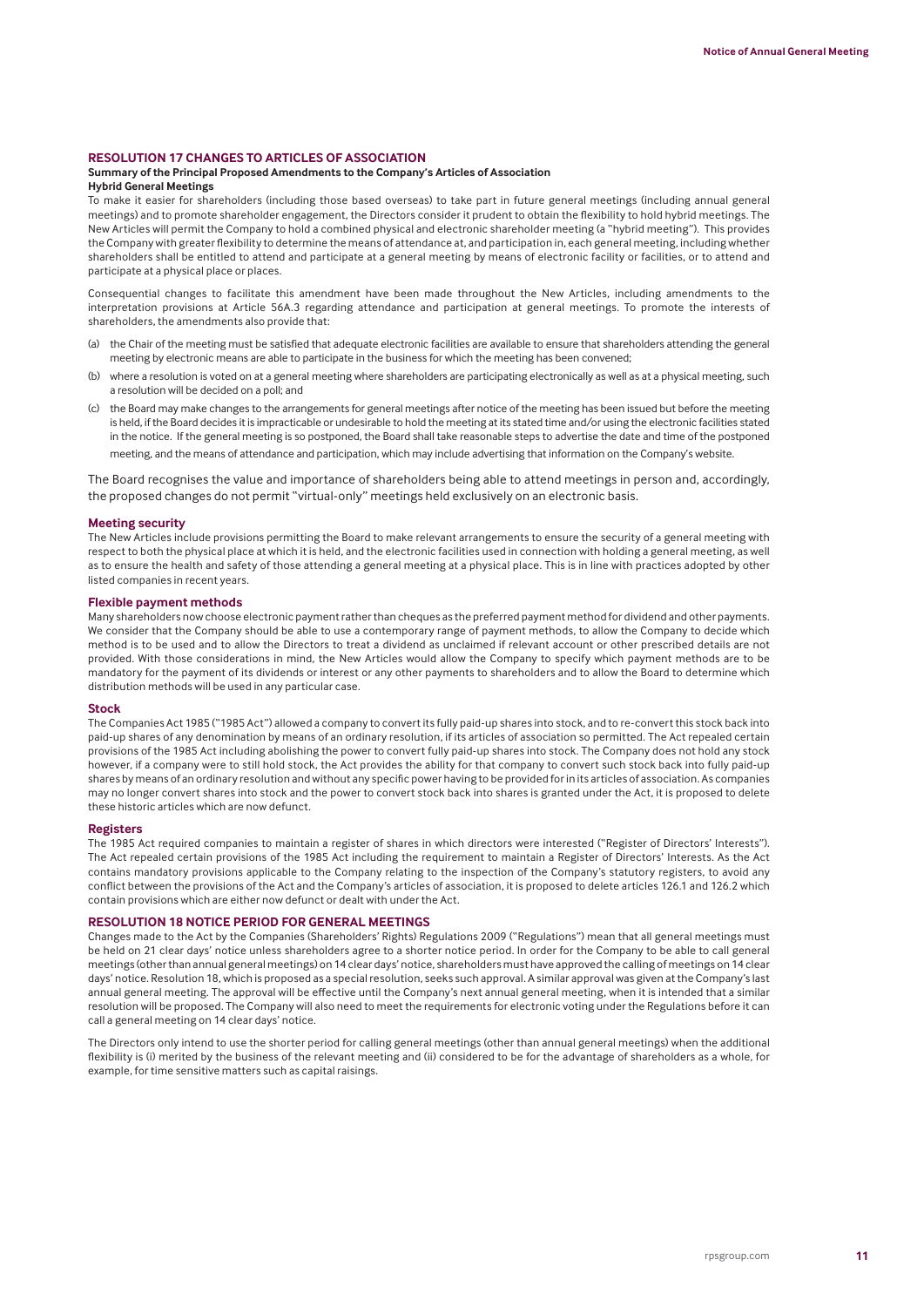## RESOLUTION 17 CHANGES TO ARTICLES OF ASSOCIATION

**Summary of the Principal Proposed Amendments to the Company's Articles of Association**

**Hybrid General Meetings**

To make it easier for shareholders (including those based overseas) to take part in future general meetings (including annual general meetings) and to promote shareholder engagement, the Directors consider it prudent to obtain the flexibility to hold hybrid meetings. The New Articles will permit the Company to hold a combined physical and electronic shareholder meeting (a "hybrid meeting"). This provides the Company with greater flexibility to determine the means of attendance at, and participation in, each general meeting, including whether shareholders shall be entitled to attend and participate at a general meeting by means of electronic facility or facilities, or to attend and participate at a physical place or places.

Consequential changes to facilitate this amendment have been made throughout the New Articles, including amendments to the interpretation provisions at Article 56A.3 regarding attendance and participation at general meetings. To promote the interests of shareholders, the amendments also provide that:

(a) the Chair of the meeting must be satisfied that adequate electronic facilities are available to ensure that shareholders attending the general meeting by electronic means are able to participate in the business for which the meeting has been convened;

(b) where a resolution is voted on at a general meeting where shareholders are participating electronically as well as at a physical meeting, such a resolution will be decided on a poll; and

(c) the Board may make changes to the arrangements for general meetings after notice of the meeting has been issued but before the meeting is held, if the Board decides it is impracticable or undesirable to hold the meeting at its stated time and/or using the electronic facilities stated in the notice. If the general meeting is so postponed, the Board shall take reasonable steps to advertise the date and time of the postponed meeting, and the means of attendance and participation, which may include advertising that information on the Company's website.

The Board recognises the value and importance of shareholders being able to attend meetings in person and, accordingly, the proposed changes do not permit "virtual-only" meetings held exclusively on an electronic basis.

### Meeting security

The New Articles include provisions permitting the Board to make relevant arrangements to ensure the security of a general meeting with respect to both the physical place at which it is held, and the electronic facilities used in connection with holding a general meeting, as well as to ensure the health and safety of those attending a general meeting at a physical place. This is in line with practices adopted by other listed companies in recent years.

### Flexible payment methods

Many shareholders now choose electronic payment rather than cheques as the preferred payment method for dividend and other payments. We consider that the Company should be able to use a contemporary range of payment methods, to allow the Company to decide which method is to be used and to allow the Directors to treat a dividend as unclaimed if relevant account or other prescribed details are not provided. With those considerations in mind, the New Articles would allow the Company to specify which payment methods are to be mandatory for the payment of its dividends or interest or any other payments to shareholders and to allow the Board to determine which distribution methods will be used in any particular case.

### Stock

The Companies Act 1985 ("1985 Act") allowed a company to convert its fully paid-up shares into stock, and to re-convert this stock back into paid-up shares of any denomination by means of an ordinary resolution, if its articles of association so permitted. The Act repealed certain provisions of the 1985 Act including abolishing the power to convert fully paid-up shares into stock. The Company does not hold any stock however, if a company were to still hold stock, the Act provides the ability for that company to convert such stock back into fully paid-up shares by means of an ordinary resolution and without any specific power having to be provided for in its articles of association. As companies may no longer convert shares into stock and the power to convert stock back into shares is granted under the Act, it is proposed to delete these historic articles which are now defunct.

### Registers

The 1985 Act required companies to maintain a register of shares in which directors were interested ("Register of Directors' Interests"). The Act repealed certain provisions of the 1985 Act including the requirement to maintain a Register of Directors' Interests. As the Act contains mandatory provisions applicable to the Company relating to the inspection of the Company's statutory registers, to avoid any conflict between the provisions of the Act and the Company's articles of association, it is proposed to delete articles 126.1 and 126.2 which contain provisions which are either now defunct or dealt with under the Act.

## RESOLUTION 18 NOTICE PERIOD FOR GENERAL MEETINGS

Changes made to the Act by the Companies (Shareholders' Rights) Regulations 2009 ("Regulations") mean that all general meetings must be held on 21 clear days' notice unless shareholders agree to a shorter notice period. In order for the Company to be able to call general meetings (other than annual general meetings) on 14 clear days' notice, shareholders must have approved the calling of meetings on 14 clear days' notice. Resolution 18, which is proposed as a special resolution, seeks such approval. A similar approval was given at the Company's last annual general meeting. The approval will be effective until the Company's next annual general meeting, when it is intended that a similar resolution will be proposed. The Company will also need to meet the requirements for electronic voting under the Regulations before it can call a general meeting on 14 clear days' notice.

The Directors only intend to use the shorter period for calling general meetings (other than annual general meetings) when the additional flexibility is (i) merited by the business of the relevant meeting and (ii) considered to be for the advantage of shareholders as a whole, for example, for time sensitive matters such as capital raisings.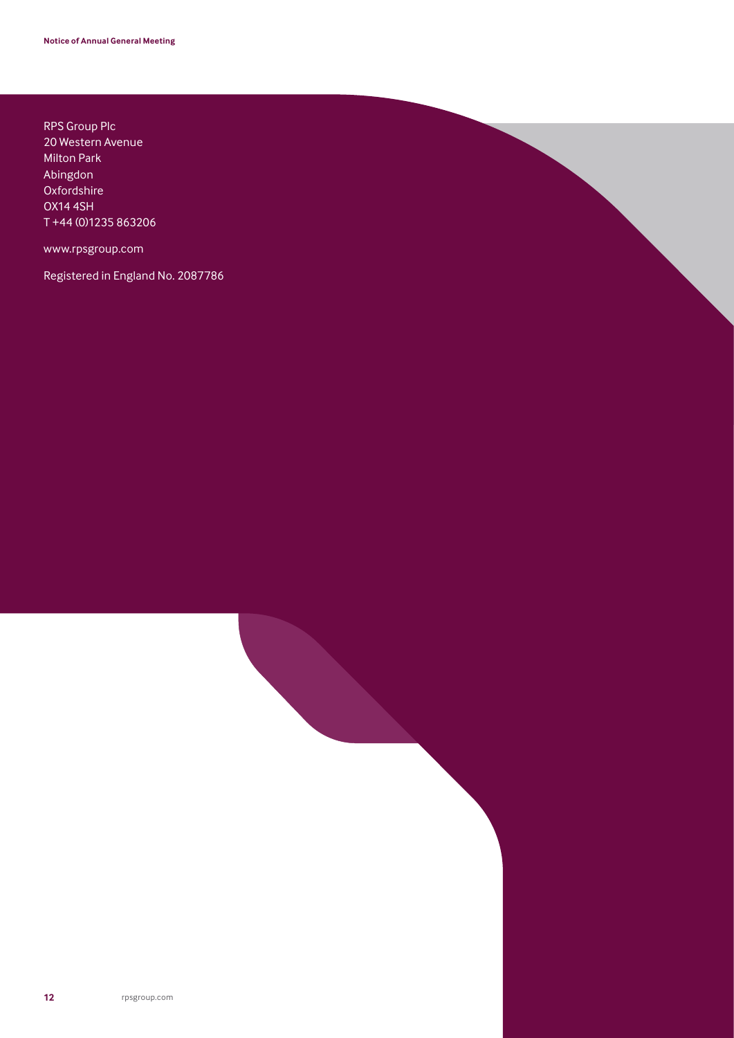RPS Group Plc
20 Western Avenue
Milton Park
Abingdon
Oxfordshire
OX14 4SH
T +44 (0)1235 863206

www.rpsgroup.com

Registered in England No. 2087786